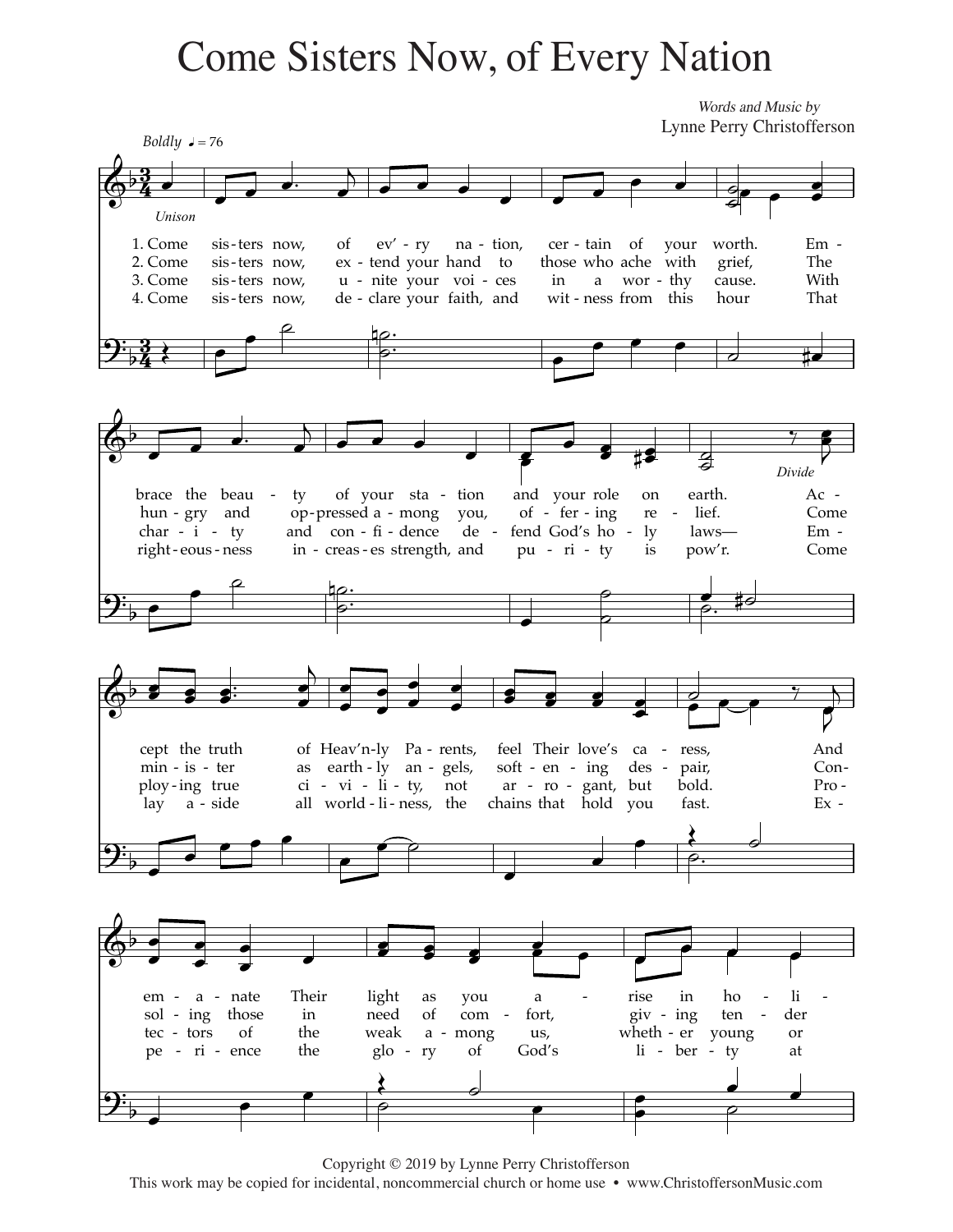# Come Sisters Now, of Every Nation

*Words and Music by*
Lynne Perry Christofferson

*Boldly* ♩ = 76

*Unison*

1. Come sis-ters now, of ev'-ry na-tion, cer-tain of your worth. Em-brace the beau-ty of your sta-tion and your role on earth. Ac-cept the truth of Heav'n-ly Pa-rents, feel Their love's ca-ress, And em-a-nate Their light as you a-rise in ho-li-
2. Come sis-ters now, ex-tend your hand to those who ache with grief, The hun-gry and op-pressed a-mong you, of-fer-ing re-lief. Come min-is-ter as earth-ly an-gels, soft-en-ing des-pair, Con-sol-ing those in need of com-fort, giv-ing ten-der
3. Come sis-ters now, u-nite your voi-ces in a wor-thy cause. With char-i-ty and con-fi-dence de-fend God's ho-ly laws— Em-ploy-ing true ci-vi-li-ty, not ar-ro-gant, but bold. Pro-tec-tors of the weak a-mong us, wheth-er young or
4. Come sis-ters now, de-clare your faith, and wit-ness from this hour That right-eous-ness in-creas-es strength, and pu-ri-ty is pow'r. Come lay a-side all world-li-ness, the chains that hold you fast. Ex-pe-ri-ence the glo-ry of God's li-ber-ty at

*Divide*

Copyright © 2019 by Lynne Perry Christofferson
This work may be copied for incidental, noncommercial church or home use • www.ChristoffersonMusic.com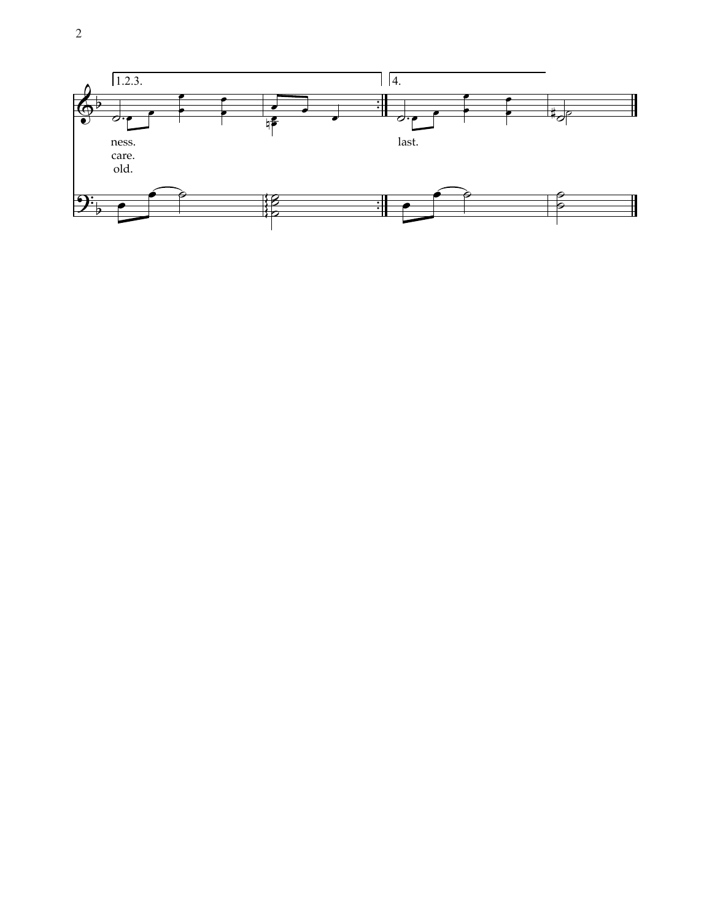1.2.3.

4.

ness.

care.

old.

last.